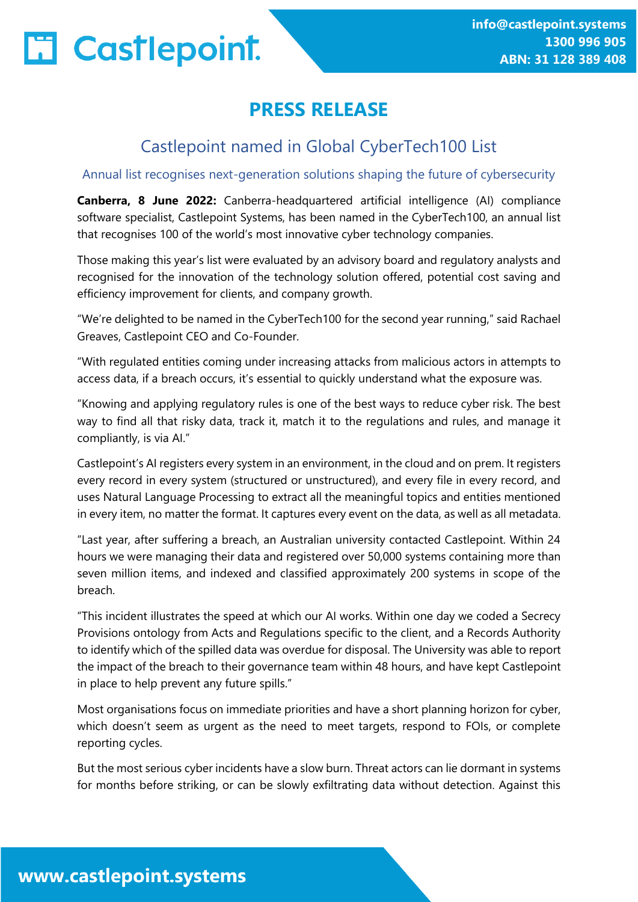# PRESS RELEASE

## Castlepoint named in Global CyberTech100 List

### Annual list recognises next-generation solutions shaping the future of cybersecurity

**Canberra, 8 June 2022:** Canberra-headquartered artificial intelligence (AI) compliance software specialist, Castlepoint Systems, has been named in the CyberTech100, an annual list that recognises 100 of the world's most innovative cyber technology companies.

Those making this year's list were evaluated by an advisory board and regulatory analysts and recognised for the innovation of the technology solution offered, potential cost saving and efficiency improvement for clients, and company growth.

"We're delighted to be named in the CyberTech100 for the second year running," said Rachael Greaves, Castlepoint CEO and Co-Founder.

"With regulated entities coming under increasing attacks from malicious actors in attempts to access data, if a breach occurs, it's essential to quickly understand what the exposure was.

"Knowing and applying regulatory rules is one of the best ways to reduce cyber risk. The best way to find all that risky data, track it, match it to the regulations and rules, and manage it compliantly, is via AI."

Castlepoint's AI registers every system in an environment, in the cloud and on prem. It registers every record in every system (structured or unstructured), and every file in every record, and uses Natural Language Processing to extract all the meaningful topics and entities mentioned in every item, no matter the format. It captures every event on the data, as well as all metadata.

"Last year, after suffering a breach, an Australian university contacted Castlepoint. Within 24 hours we were managing their data and registered over 50,000 systems containing more than seven million items, and indexed and classified approximately 200 systems in scope of the breach.

"This incident illustrates the speed at which our AI works. Within one day we coded a Secrecy Provisions ontology from Acts and Regulations specific to the client, and a Records Authority to identify which of the spilled data was overdue for disposal. The University was able to report the impact of the breach to their governance team within 48 hours, and have kept Castlepoint in place to help prevent any future spills."

Most organisations focus on immediate priorities and have a short planning horizon for cyber, which doesn't seem as urgent as the need to meet targets, respond to FOIs, or complete reporting cycles.

But the most serious cyber incidents have a slow burn. Threat actors can lie dormant in systems for months before striking, or can be slowly exfiltrating data without detection. Against this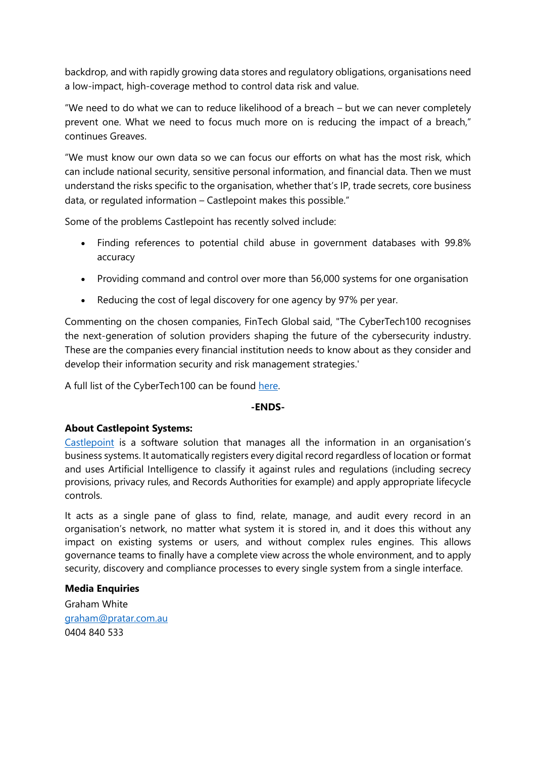backdrop, and with rapidly growing data stores and regulatory obligations, organisations need a low-impact, high-coverage method to control data risk and value.

"We need to do what we can to reduce likelihood of a breach – but we can never completely prevent one. What we need to focus much more on is reducing the impact of a breach," continues Greaves.

"We must know our own data so we can focus our efforts on what has the most risk, which can include national security, sensitive personal information, and financial data. Then we must understand the risks specific to the organisation, whether that's IP, trade secrets, core business data, or regulated information – Castlepoint makes this possible."

Some of the problems Castlepoint has recently solved include:

- Finding references to potential child abuse in government databases with 99.8% accuracy
- Providing command and control over more than 56,000 systems for one organisation
- Reducing the cost of legal discovery for one agency by 97% per year.

Commenting on the chosen companies, FinTech Global said, "The CyberTech100 recognises the next-generation of solution providers shaping the future of the cybersecurity industry. These are the companies every financial institution needs to know about as they consider and develop their information security and risk management strategies.'

A full list of the CyberTech100 can be found here.

**-ENDS-**

**About Castlepoint Systems:**

Castlepoint is a software solution that manages all the information in an organisation's business systems. It automatically registers every digital record regardless of location or format and uses Artificial Intelligence to classify it against rules and regulations (including secrecy provisions, privacy rules, and Records Authorities for example) and apply appropriate lifecycle controls.

It acts as a single pane of glass to find, relate, manage, and audit every record in an organisation's network, no matter what system it is stored in, and it does this without any impact on existing systems or users, and without complex rules engines. This allows governance teams to finally have a complete view across the whole environment, and to apply security, discovery and compliance processes to every single system from a single interface.

**Media Enquiries**

Graham White
graham@pratar.com.au
0404 840 533